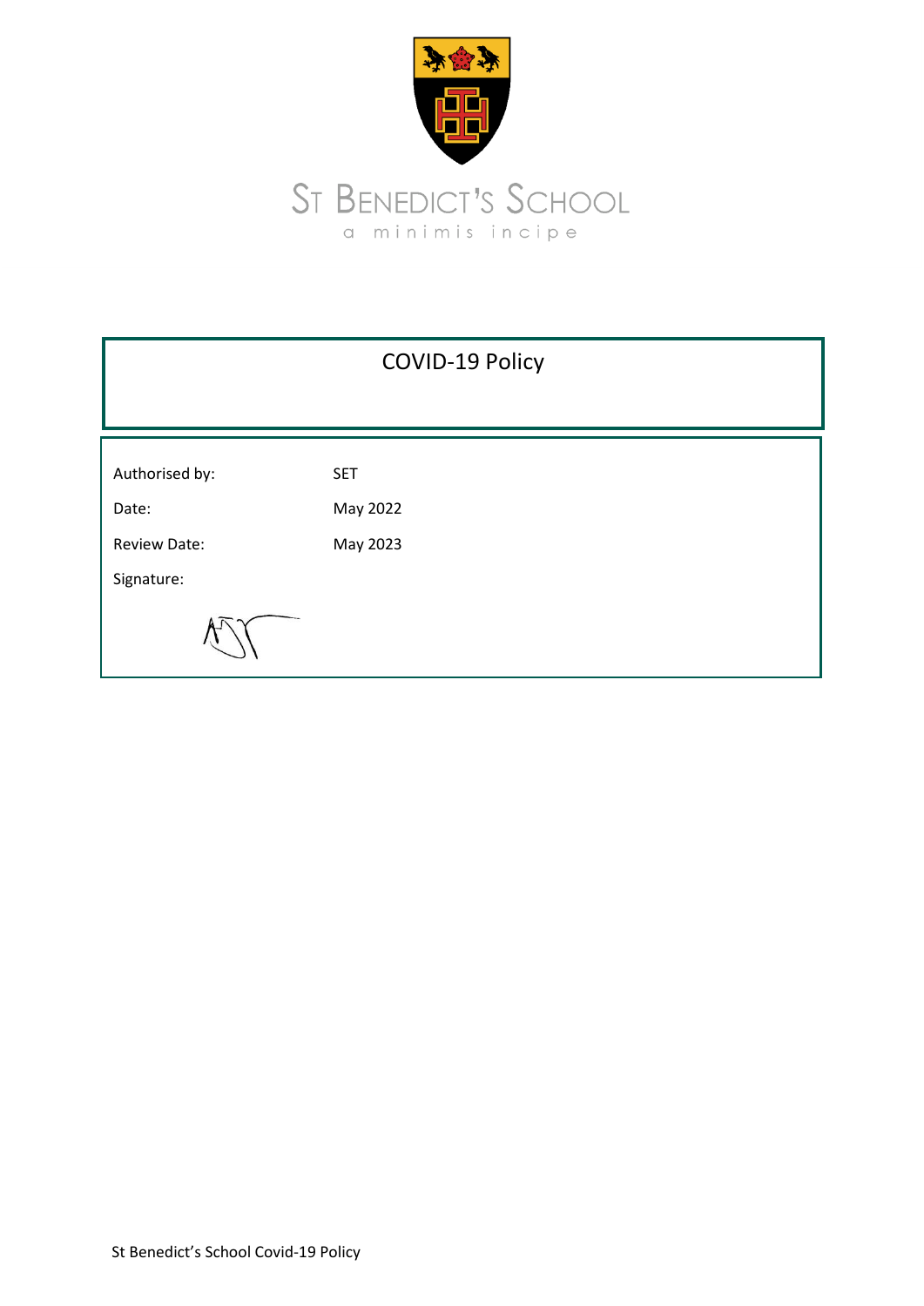ST BENEDICT'S SCHOOL

a minimis incipe

# COVID-19 Policy

| | |
|---|---|
| Authorised by: | SET |
| Date: | May 2022 |
| Review Date: | May 2023 |
| Signature: | |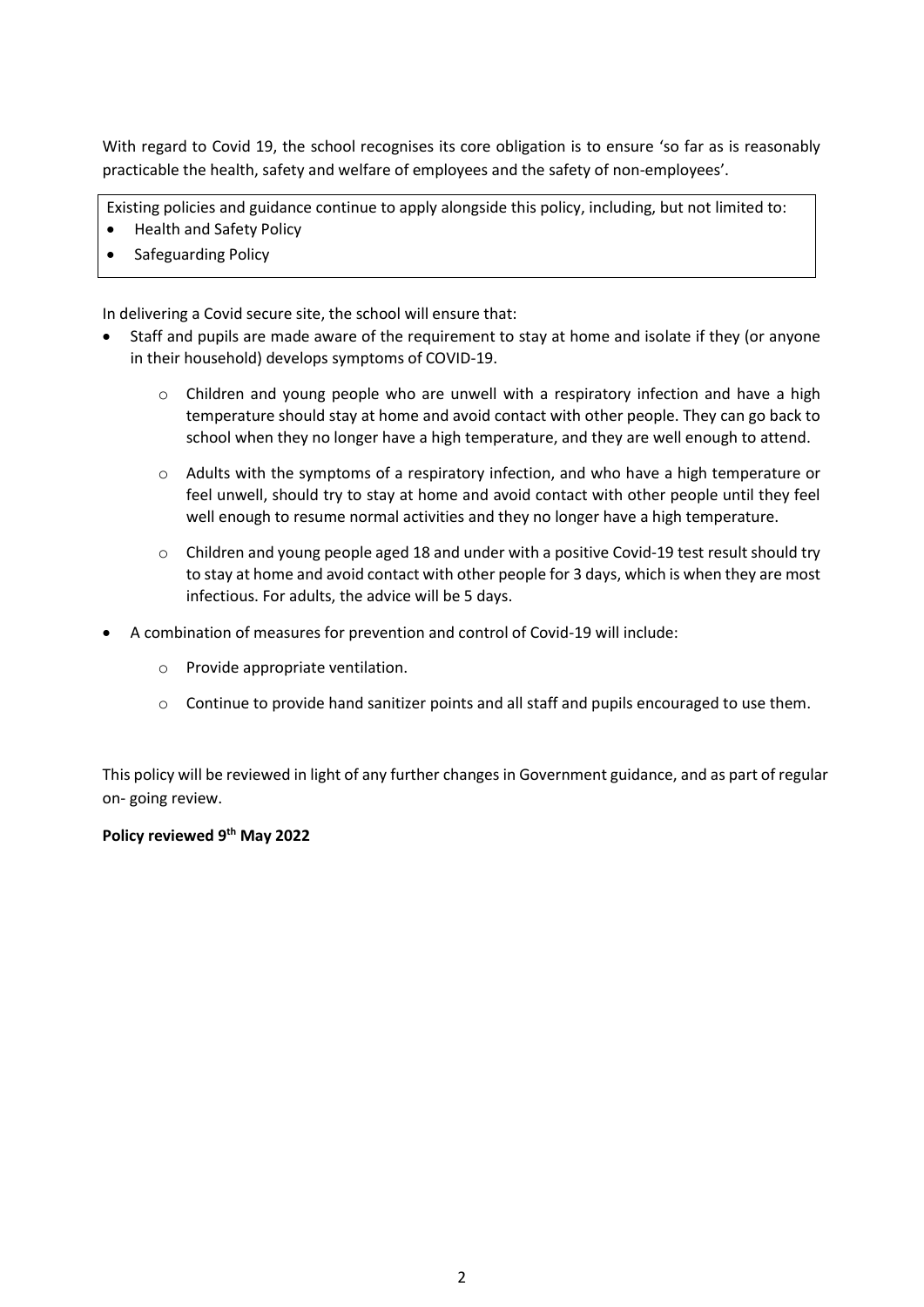With regard to Covid 19, the school recognises its core obligation is to ensure 'so far as is reasonably practicable the health, safety and welfare of employees and the safety of non-employees'.

Existing policies and guidance continue to apply alongside this policy, including, but not limited to:

- Health and Safety Policy
- Safeguarding Policy

In delivering a Covid secure site, the school will ensure that:

- Staff and pupils are made aware of the requirement to stay at home and isolate if they (or anyone in their household) develops symptoms of COVID-19.
    - Children and young people who are unwell with a respiratory infection and have a high temperature should stay at home and avoid contact with other people. They can go back to school when they no longer have a high temperature, and they are well enough to attend.
    - Adults with the symptoms of a respiratory infection, and who have a high temperature or feel unwell, should try to stay at home and avoid contact with other people until they feel well enough to resume normal activities and they no longer have a high temperature.
    - Children and young people aged 18 and under with a positive Covid-19 test result should try to stay at home and avoid contact with other people for 3 days, which is when they are most infectious. For adults, the advice will be 5 days.
- A combination of measures for prevention and control of Covid-19 will include:
    - Provide appropriate ventilation.
    - Continue to provide hand sanitizer points and all staff and pupils encouraged to use them.

This policy will be reviewed in light of any further changes in Government guidance, and as part of regular on- going review.

**Policy reviewed 9th May 2022**